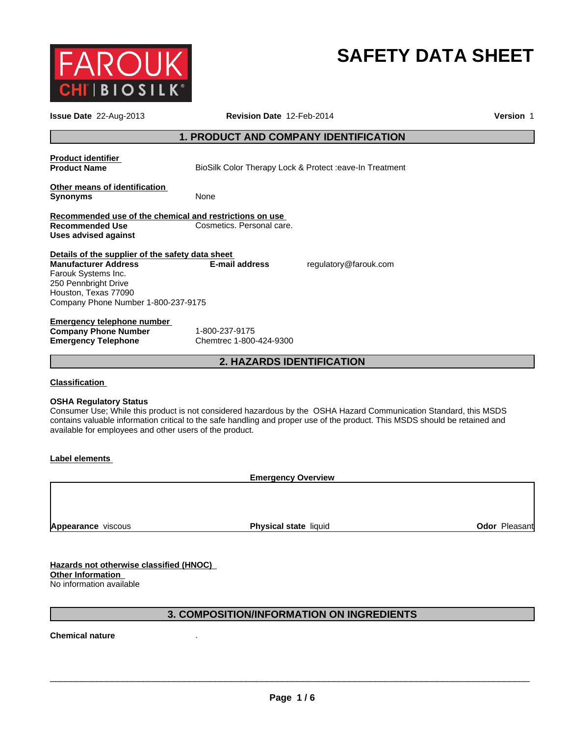FAROUK CHI | BIOSILK

# SAFETY DATA SHEET

**Issue Date** 22-Aug-2013 **Revision Date** 12-Feb-2014 **Version** 1

## 1. PRODUCT AND COMPANY IDENTIFICATION

**Product identifier**

**Product Name** BioSilk Color Therapy Lock & Protect :eave-In Treatment

**Other means of identification**

**Synonyms** None

**Recommended use of the chemical and restrictions on use**

**Recommended Use** Cosmetics. Personal care.

**Uses advised against**

**Details of the supplier of the safety data sheet**

**Manufacturer Address**
Farouk Systems Inc.
250 Pennbright Drive
Houston, Texas 77090
Company Phone Number 1-800-237-9175

**E-mail address** regulatory@farouk.com

**Emergency telephone number**

**Company Phone Number** 1-800-237-9175

**Emergency Telephone** Chemtrec 1-800-424-9300

## 2. HAZARDS IDENTIFICATION

**Classification**

**OSHA Regulatory Status**

Consumer Use; While this product is not considered hazardous by the OSHA Hazard Communication Standard, this MSDS contains valuable information critical to the safe handling and proper use of the product. This MSDS should be retained and available for employees and other users of the product.

**Label elements**

**Emergency Overview**

**Appearance** viscous **Physical state** liquid **Odor** Pleasant

**Hazards not otherwise classified (HNOC)**

**Other Information**

No information available

## 3. COMPOSITION/INFORMATION ON INGREDIENTS

**Chemical nature** .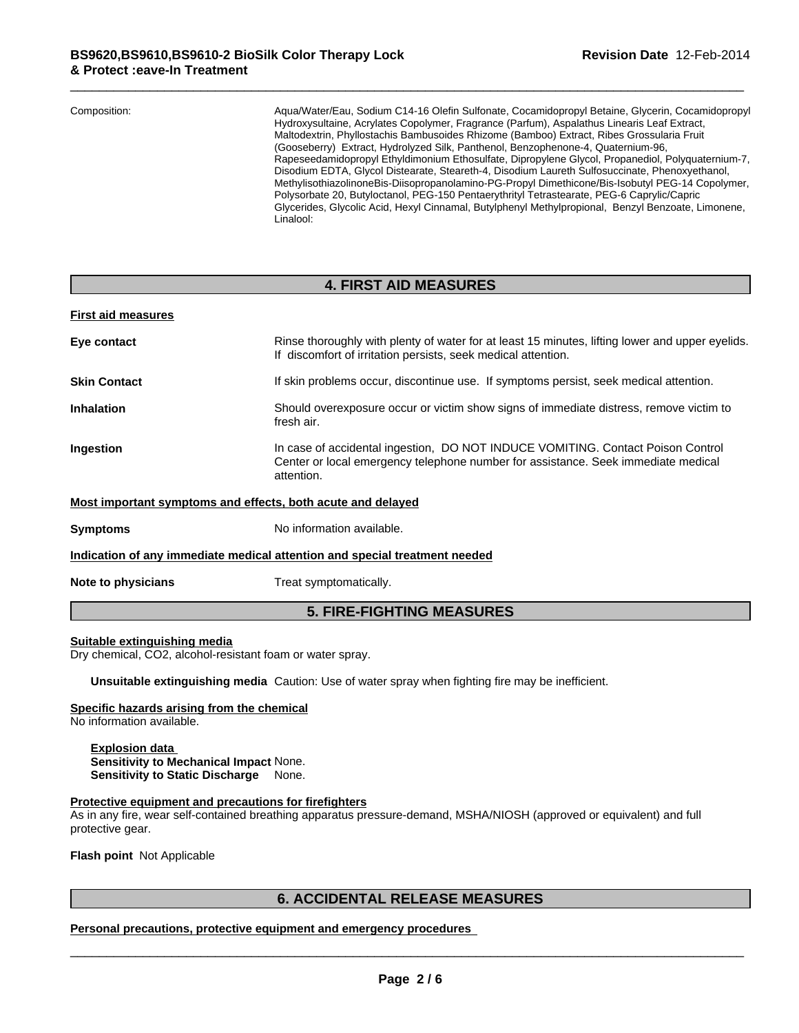Composition: Aqua/Water/Eau, Sodium C14-16 Olefin Sulfonate, Cocamidopropyl Betaine, Glycerin, Cocamidopropyl Hydroxysultaine, Acrylates Copolymer, Fragrance (Parfum), Aspalathus Linearis Leaf Extract, Maltodextrin, Phyllostachis Bambusoides Rhizome (Bamboo) Extract, Ribes Grossularia Fruit (Gooseberry) Extract, Hydrolyzed Silk, Panthenol, Benzophenone-4, Quaternium-96, Rapeseedamidopropyl Ethyldimonium Ethosulfate, Dipropylene Glycol, Propanediol, Polyquaternium-7, Disodium EDTA, Glycol Distearate, Steareth-4, Disodium Laureth Sulfosuccinate, Phenoxyethanol, MethylisothiazolinoneBis-Diisopropanolamino-PG-Propyl Dimethicone/Bis-Isobutyl PEG-14 Copolymer, Polysorbate 20, Butyloctanol, PEG-150 Pentaerythrityl Tetrastearate, PEG-6 Caprylic/Capric Glycerides, Glycolic Acid, Hexyl Cinnamal, Butylphenyl Methylpropional, Benzyl Benzoate, Limonene, Linalool:

## 4. FIRST AID MEASURES

**First aid measures**

**Eye contact** Rinse thoroughly with plenty of water for at least 15 minutes, lifting lower and upper eyelids. If discomfort of irritation persists, seek medical attention.

**Skin Contact** If skin problems occur, discontinue use. If symptoms persist, seek medical attention.

**Inhalation** Should overexposure occur or victim show signs of immediate distress, remove victim to fresh air.

**Ingestion** In case of accidental ingestion, DO NOT INDUCE VOMITING. Contact Poison Control Center or local emergency telephone number for assistance. Seek immediate medical attention.

**Most important symptoms and effects, both acute and delayed**

**Symptoms** No information available.

**Indication of any immediate medical attention and special treatment needed**

**Note to physicians** Treat symptomatically.

## 5. FIRE-FIGHTING MEASURES

**Suitable extinguishing media**
Dry chemical, $CO_2$, alcohol-resistant foam or water spray.

**Unsuitable extinguishing media** Caution: Use of water spray when fighting fire may be inefficient.

**Specific hazards arising from the chemical**
No information available.

**Explosion data**
**Sensitivity to Mechanical Impact** None.
**Sensitivity to Static Discharge** None.

**Protective equipment and precautions for firefighters**
As in any fire, wear self-contained breathing apparatus pressure-demand, MSHA/NIOSH (approved or equivalent) and full protective gear.

**Flash point** Not Applicable

## 6. ACCIDENTAL RELEASE MEASURES

**Personal precautions, protective equipment and emergency procedures**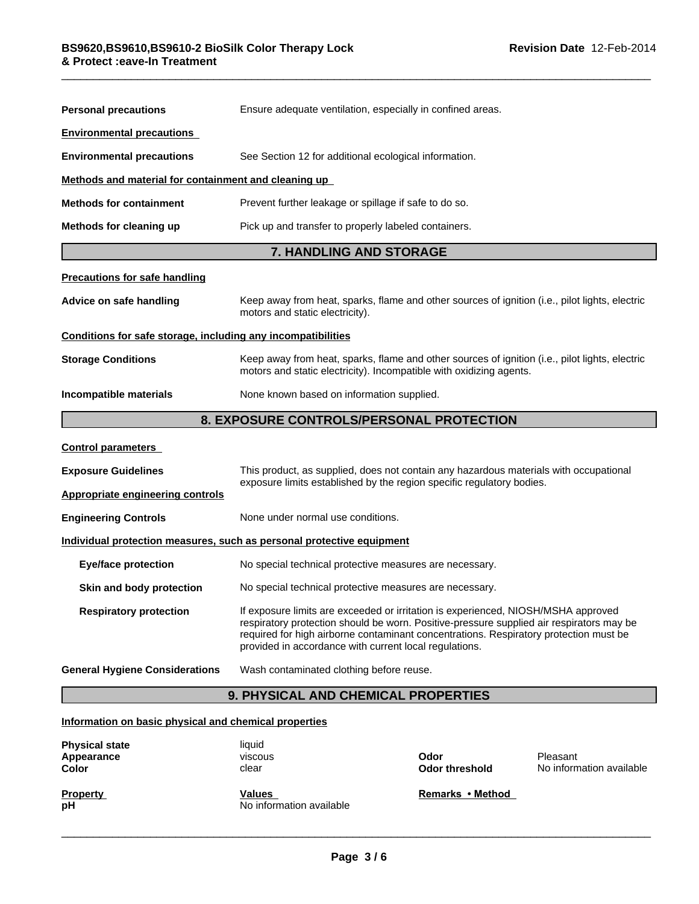**Personal precautions** Ensure adequate ventilation, especially in confined areas.

**Environmental precautions**

**Environmental precautions** See Section 12 for additional ecological information.

**Methods and material for containment and cleaning up**

**Methods for containment** Prevent further leakage or spillage if safe to do so.

**Methods for cleaning up** Pick up and transfer to properly labeled containers.

## 7. HANDLING AND STORAGE

**Precautions for safe handling**

**Advice on safe handling** Keep away from heat, sparks, flame and other sources of ignition (i.e., pilot lights, electric motors and static electricity).

**Conditions for safe storage, including any incompatibilities**

**Storage Conditions** Keep away from heat, sparks, flame and other sources of ignition (i.e., pilot lights, electric motors and static electricity). Incompatible with oxidizing agents.

**Incompatible materials** None known based on information supplied.

## 8. EXPOSURE CONTROLS/PERSONAL PROTECTION

**Control parameters**

**Exposure Guidelines** This product, as supplied, does not contain any hazardous materials with occupational exposure limits established by the region specific regulatory bodies.

**Appropriate engineering controls**

**Engineering Controls** None under normal use conditions.

**Individual protection measures, such as personal protective equipment**

**Eye/face protection** No special technical protective measures are necessary.

**Skin and body protection** No special technical protective measures are necessary.

**Respiratory protection** If exposure limits are exceeded or irritation is experienced, NIOSH/MSHA approved respiratory protection should be worn. Positive-pressure supplied air respirators may be required for high airborne contaminant concentrations. Respiratory protection must be provided in accordance with current local regulations.

**General Hygiene Considerations** Wash contaminated clothing before reuse.

## 9. PHYSICAL AND CHEMICAL PROPERTIES

**Information on basic physical and chemical properties**

| | | | |
|---|---|---|---|
| **Physical state** | liquid | | |
| **Appearance** | viscous | **Odor** | Pleasant |
| **Color** | clear | **Odor threshold** | No information available |

| **Property** | **Values** | **Remarks • Method** |
|---|---|---|
| **pH** | No information available | |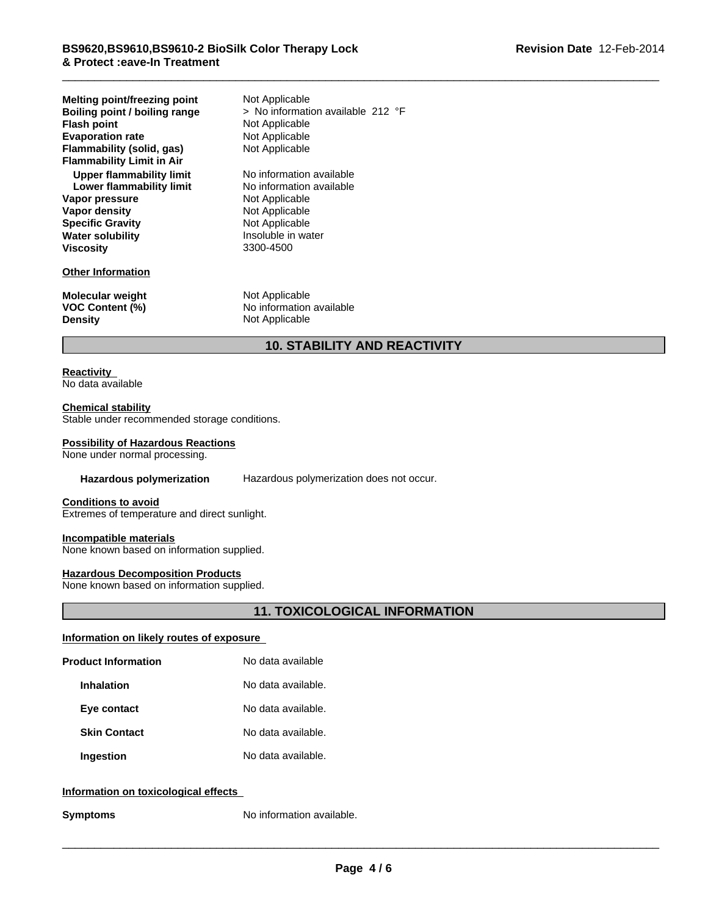| | |
|---|---|
| **Melting point/freezing point** | Not Applicable |
| **Boiling point / boiling range** | > No information available 212 °F |
| **Flash point** | Not Applicable |
| **Evaporation rate** | Not Applicable |
| **Flammability (solid, gas)** | Not Applicable |
| **Flammability Limit in Air** | |
| **Upper flammability limit** | No information available |
| **Lower flammability limit** | No information available |
| **Vapor pressure** | Not Applicable |
| **Vapor density** | Not Applicable |
| **Specific Gravity** | Not Applicable |
| **Water solubility** | Insoluble in water |
| **Viscosity** | 3300-4500 |

**Other Information**

| | |
|---|---|
| **Molecular weight** | Not Applicable |
| **VOC Content (%)** | No information available |
| **Density** | Not Applicable |

## 10. STABILITY AND REACTIVITY

**Reactivity**
No data available

**Chemical stability**
Stable under recommended storage conditions.

**Possibility of Hazardous Reactions**
None under normal processing.

**Hazardous polymerization** Hazardous polymerization does not occur.

**Conditions to avoid**
Extremes of temperature and direct sunlight.

**Incompatible materials**
None known based on information supplied.

**Hazardous Decomposition Products**
None known based on information supplied.

## 11. TOXICOLOGICAL INFORMATION

**Information on likely routes of exposure**

| | |
|---|---|
| **Product Information** | No data available |
| **Inhalation** | No data available. |
| **Eye contact** | No data available. |
| **Skin Contact** | No data available. |
| **Ingestion** | No data available. |

**Information on toxicological effects**

**Symptoms** No information available.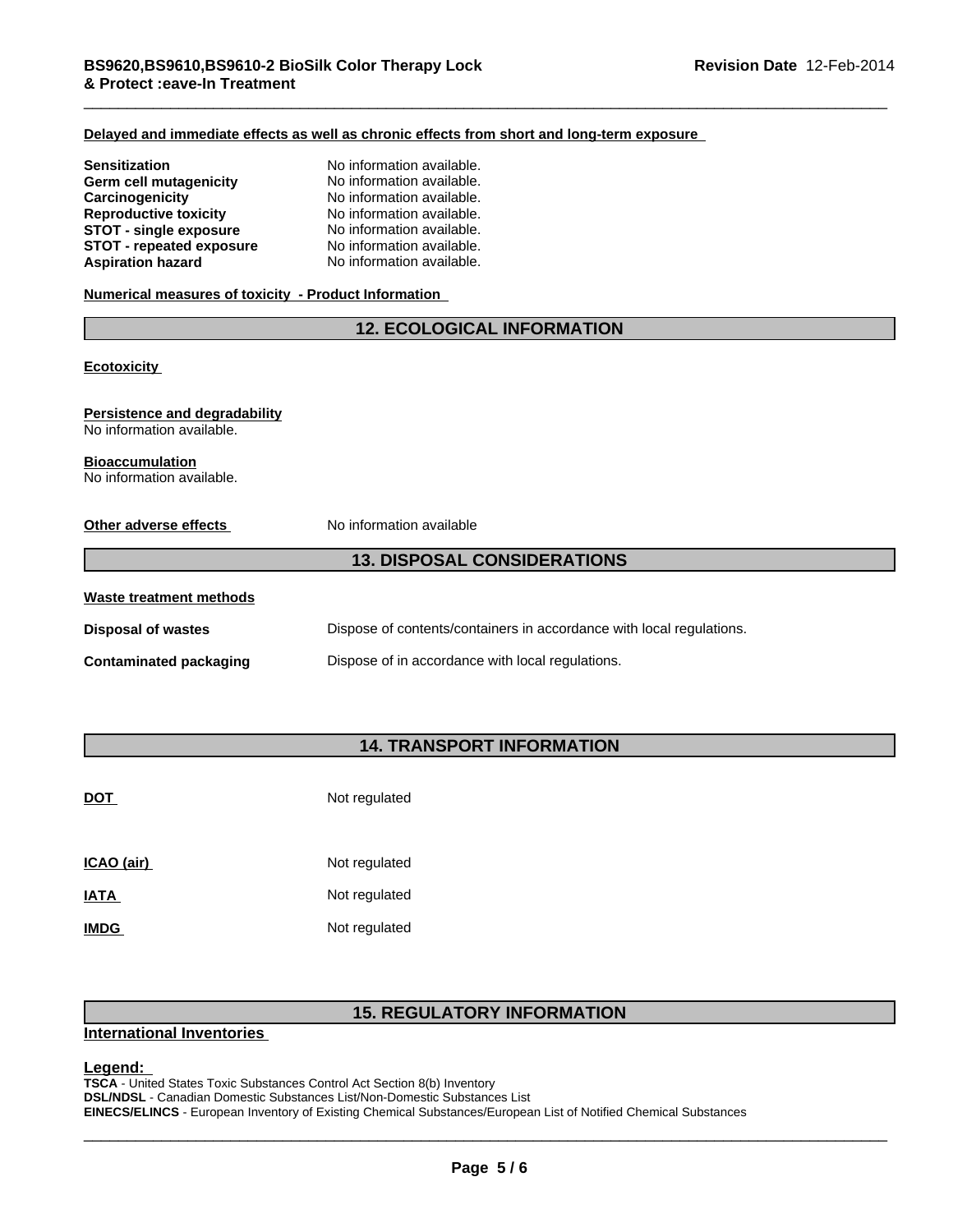**Delayed and immediate effects as well as chronic effects from short and long-term exposure**

| | |
|---|---|
| **Sensitization** | No information available. |
| **Germ cell mutagenicity** | No information available. |
| **Carcinogenicity** | No information available. |
| **Reproductive toxicity** | No information available. |
| **STOT - single exposure** | No information available. |
| **STOT - repeated exposure** | No information available. |
| **Aspiration hazard** | No information available. |

**Numerical measures of toxicity - Product Information**

## 12. ECOLOGICAL INFORMATION

**Ecotoxicity**

**Persistence and degradability**
No information available.

**Bioaccumulation**
No information available.

**Other adverse effects** No information available

## 13. DISPOSAL CONSIDERATIONS

**Waste treatment methods**

| | |
|---|---|
| **Disposal of wastes** | Dispose of contents/containers in accordance with local regulations. |
| **Contaminated packaging** | Dispose of in accordance with local regulations. |

## 14. TRANSPORT INFORMATION

| | |
|---|---|
| **DOT** | Not regulated |
| **ICAO (air)** | Not regulated |
| **IATA** | Not regulated |
| **IMDG** | Not regulated |

## 15. REGULATORY INFORMATION

**International Inventories**

**Legend:**
**TSCA** - United States Toxic Substances Control Act Section 8(b) Inventory
**DSL/NDSL** - Canadian Domestic Substances List/Non-Domestic Substances List
**EINECS/ELINCS** - European Inventory of Existing Chemical Substances/European List of Notified Chemical Substances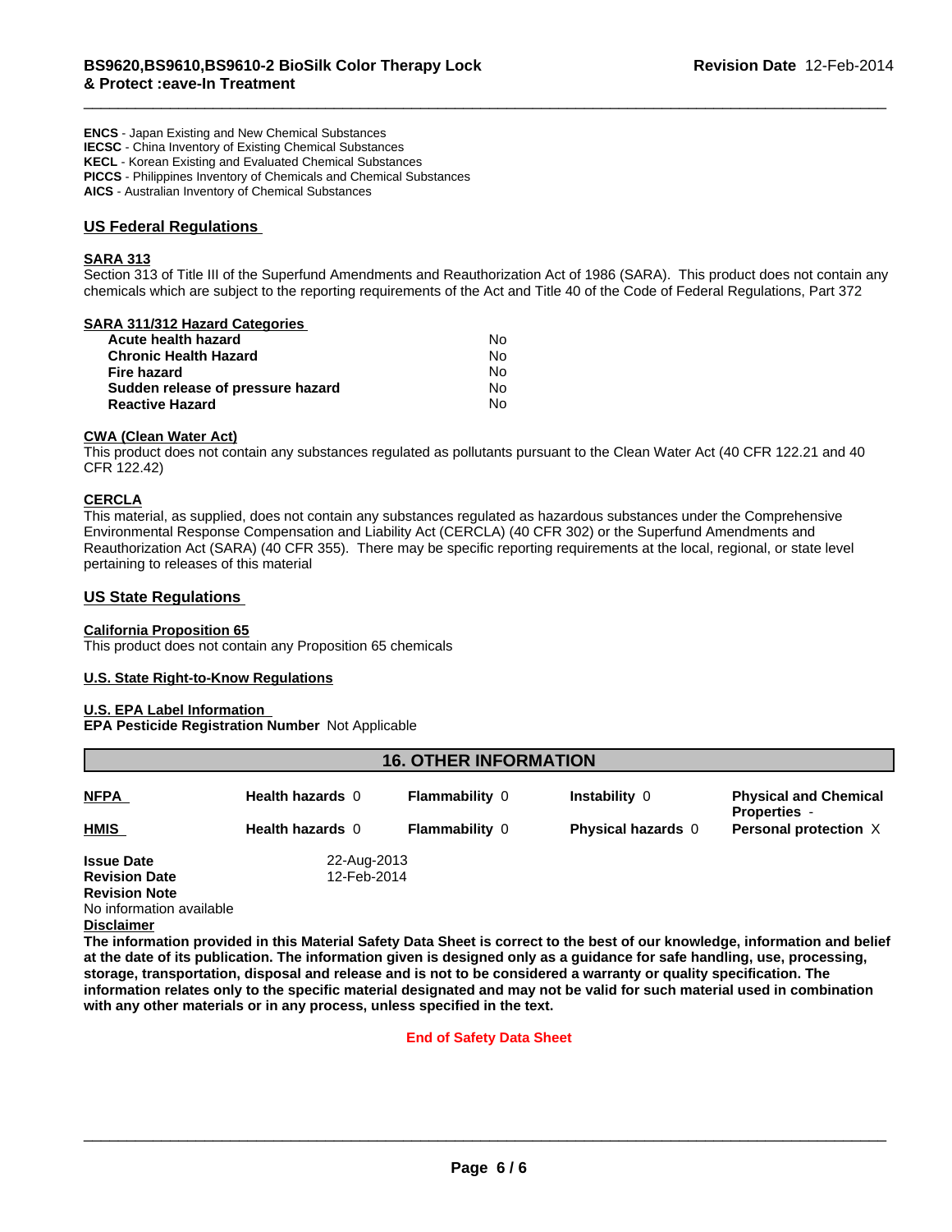**ENCS** - Japan Existing and New Chemical Substances
**IECSC** - China Inventory of Existing Chemical Substances
**KECL** - Korean Existing and Evaluated Chemical Substances
**PICCS** - Philippines Inventory of Chemicals and Chemical Substances
**AICS** - Australian Inventory of Chemical Substances

## US Federal Regulations

### SARA 313

Section 313 of Title III of the Superfund Amendments and Reauthorization Act of 1986 (SARA). This product does not contain any chemicals which are subject to the reporting requirements of the Act and Title 40 of the Code of Federal Regulations, Part 372

### SARA 311/312 Hazard Categories

| | |
|---|---|
| **Acute health hazard** | No |
| **Chronic Health Hazard** | No |
| **Fire hazard** | No |
| **Sudden release of pressure hazard** | No |
| **Reactive Hazard** | No |

### CWA (Clean Water Act)

This product does not contain any substances regulated as pollutants pursuant to the Clean Water Act (40 CFR 122.21 and 40 CFR 122.42)

### CERCLA

This material, as supplied, does not contain any substances regulated as hazardous substances under the Comprehensive Environmental Response Compensation and Liability Act (CERCLA) (40 CFR 302) or the Superfund Amendments and Reauthorization Act (SARA) (40 CFR 355). There may be specific reporting requirements at the local, regional, or state level pertaining to releases of this material

## US State Regulations

### California Proposition 65

This product does not contain any Proposition 65 chemicals

### U.S. State Right-to-Know Regulations

### U.S. EPA Label Information

**EPA Pesticide Registration Number** Not Applicable

## 16. OTHER INFORMATION

| | | | | |
|---|---|---|---|---|
| **NFPA** | **Health hazards** 0 | **Flammability** 0 | **Instability** 0 | **Physical and Chemical Properties** - |
| **HMIS** | **Health hazards** 0 | **Flammability** 0 | **Physical hazards** 0 | **Personal protection** X |

**Issue Date** 22-Aug-2013
**Revision Date** 12-Feb-2014
**Revision Note**
No information available

**Disclaimer**

**The information provided in this Material Safety Data Sheet is correct to the best of our knowledge, information and belief at the date of its publication. The information given is designed only as a guidance for safe handling, use, processing, storage, transportation, disposal and release and is not to be considered a warranty or quality specification. The information relates only to the specific material designated and may not be valid for such material used in combination with any other materials or in any process, unless specified in the text.**

**End of Safety Data Sheet**